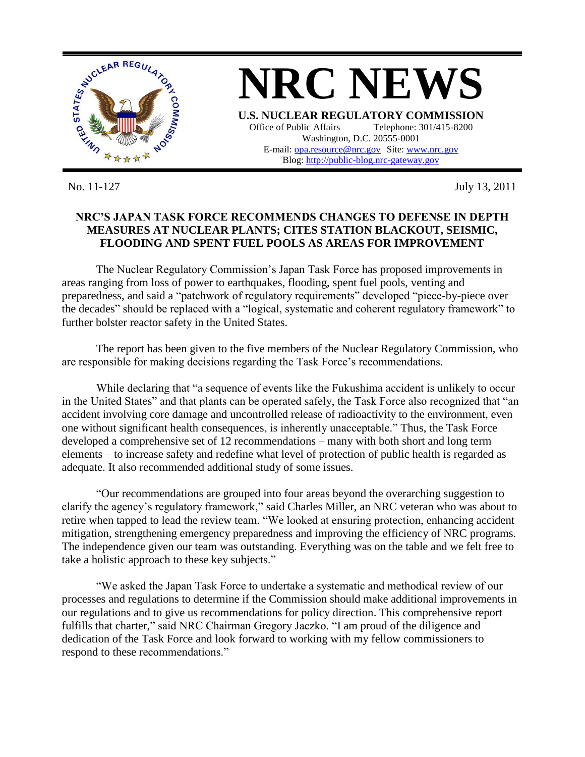# NRC NEWS

**U.S. NUCLEAR REGULATORY COMMISSION**

Office of Public Affairs Telephone: 301/415-8200
Washington, D.C. 20555-0001
E-mail: opa.resource@nrc.gov Site: www.nrc.gov
Blog: http://public-blog.nrc-gateway.gov

No. 11-127 July 13, 2011

## NRC'S JAPAN TASK FORCE RECOMMENDS CHANGES TO DEFENSE IN DEPTH MEASURES AT NUCLEAR PLANTS; CITES STATION BLACKOUT, SEISMIC, FLOODING AND SPENT FUEL POOLS AS AREAS FOR IMPROVEMENT

The Nuclear Regulatory Commission's Japan Task Force has proposed improvements in areas ranging from loss of power to earthquakes, flooding, spent fuel pools, venting and preparedness, and said a "patchwork of regulatory requirements" developed "piece-by-piece over the decades" should be replaced with a "logical, systematic and coherent regulatory framework" to further bolster reactor safety in the United States.

The report has been given to the five members of the Nuclear Regulatory Commission, who are responsible for making decisions regarding the Task Force's recommendations.

While declaring that "a sequence of events like the Fukushima accident is unlikely to occur in the United States" and that plants can be operated safely, the Task Force also recognized that "an accident involving core damage and uncontrolled release of radioactivity to the environment, even one without significant health consequences, is inherently unacceptable." Thus, the Task Force developed a comprehensive set of 12 recommendations – many with both short and long term elements – to increase safety and redefine what level of protection of public health is regarded as adequate. It also recommended additional study of some issues.

"Our recommendations are grouped into four areas beyond the overarching suggestion to clarify the agency's regulatory framework," said Charles Miller, an NRC veteran who was about to retire when tapped to lead the review team. "We looked at ensuring protection, enhancing accident mitigation, strengthening emergency preparedness and improving the efficiency of NRC programs. The independence given our team was outstanding. Everything was on the table and we felt free to take a holistic approach to these key subjects."

"We asked the Japan Task Force to undertake a systematic and methodical review of our processes and regulations to determine if the Commission should make additional improvements in our regulations and to give us recommendations for policy direction. This comprehensive report fulfills that charter," said NRC Chairman Gregory Jaczko. "I am proud of the diligence and dedication of the Task Force and look forward to working with my fellow commissioners to respond to these recommendations."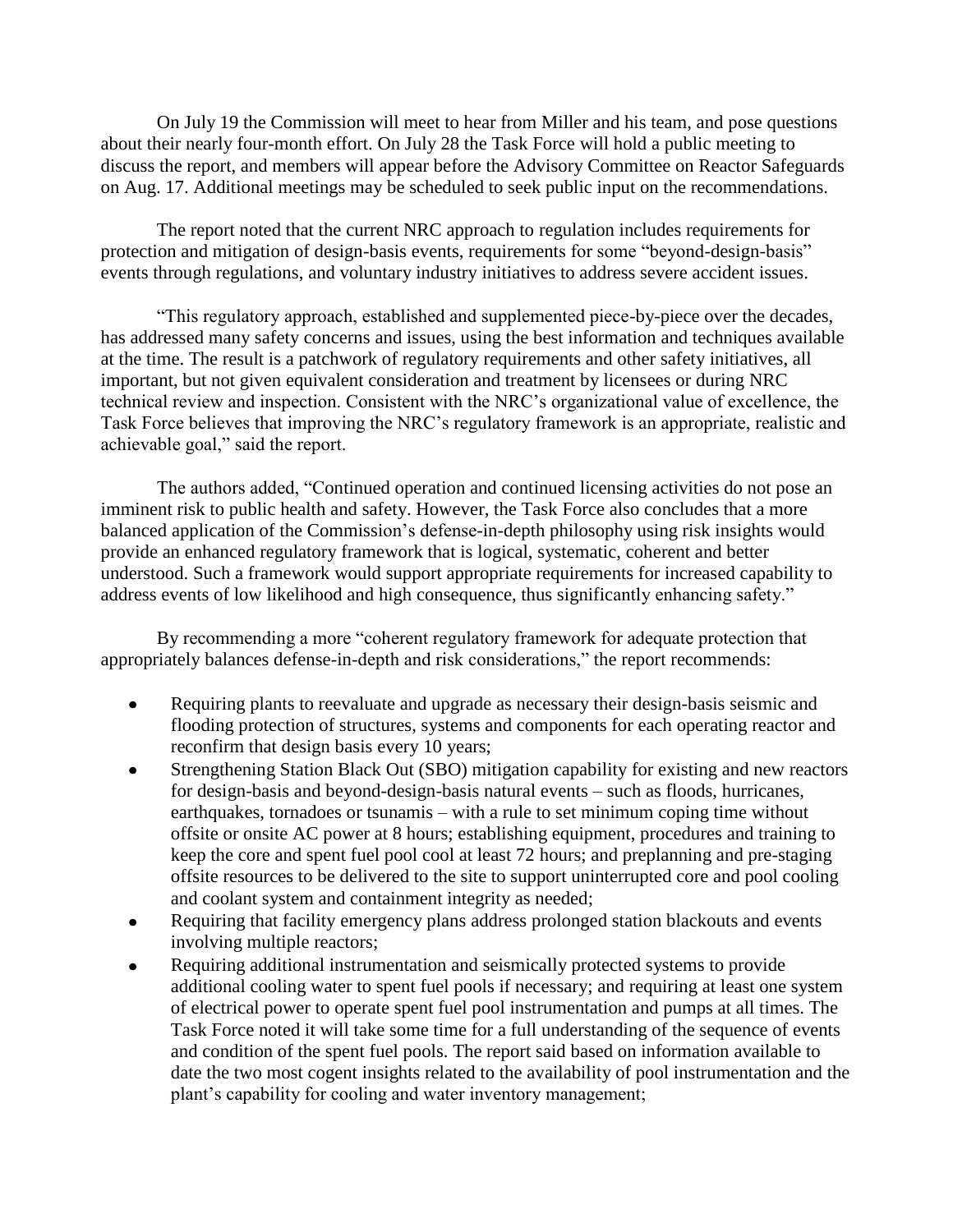On July 19 the Commission will meet to hear from Miller and his team, and pose questions about their nearly four-month effort. On July 28 the Task Force will hold a public meeting to discuss the report, and members will appear before the Advisory Committee on Reactor Safeguards on Aug. 17. Additional meetings may be scheduled to seek public input on the recommendations.

The report noted that the current NRC approach to regulation includes requirements for protection and mitigation of design-basis events, requirements for some "beyond-design-basis" events through regulations, and voluntary industry initiatives to address severe accident issues.

"This regulatory approach, established and supplemented piece-by-piece over the decades, has addressed many safety concerns and issues, using the best information and techniques available at the time. The result is a patchwork of regulatory requirements and other safety initiatives, all important, but not given equivalent consideration and treatment by licensees or during NRC technical review and inspection. Consistent with the NRC's organizational value of excellence, the Task Force believes that improving the NRC's regulatory framework is an appropriate, realistic and achievable goal," said the report.

The authors added, "Continued operation and continued licensing activities do not pose an imminent risk to public health and safety. However, the Task Force also concludes that a more balanced application of the Commission's defense-in-depth philosophy using risk insights would provide an enhanced regulatory framework that is logical, systematic, coherent and better understood. Such a framework would support appropriate requirements for increased capability to address events of low likelihood and high consequence, thus significantly enhancing safety."

By recommending a more "coherent regulatory framework for adequate protection that appropriately balances defense-in-depth and risk considerations," the report recommends:

- Requiring plants to reevaluate and upgrade as necessary their design-basis seismic and flooding protection of structures, systems and components for each operating reactor and reconfirm that design basis every 10 years;
- Strengthening Station Black Out (SBO) mitigation capability for existing and new reactors for design-basis and beyond-design-basis natural events – such as floods, hurricanes, earthquakes, tornadoes or tsunamis – with a rule to set minimum coping time without offsite or onsite AC power at 8 hours; establishing equipment, procedures and training to keep the core and spent fuel pool cool at least 72 hours; and preplanning and pre-staging offsite resources to be delivered to the site to support uninterrupted core and pool cooling and coolant system and containment integrity as needed;
- Requiring that facility emergency plans address prolonged station blackouts and events involving multiple reactors;
- Requiring additional instrumentation and seismically protected systems to provide additional cooling water to spent fuel pools if necessary; and requiring at least one system of electrical power to operate spent fuel pool instrumentation and pumps at all times. The Task Force noted it will take some time for a full understanding of the sequence of events and condition of the spent fuel pools. The report said based on information available to date the two most cogent insights related to the availability of pool instrumentation and the plant's capability for cooling and water inventory management;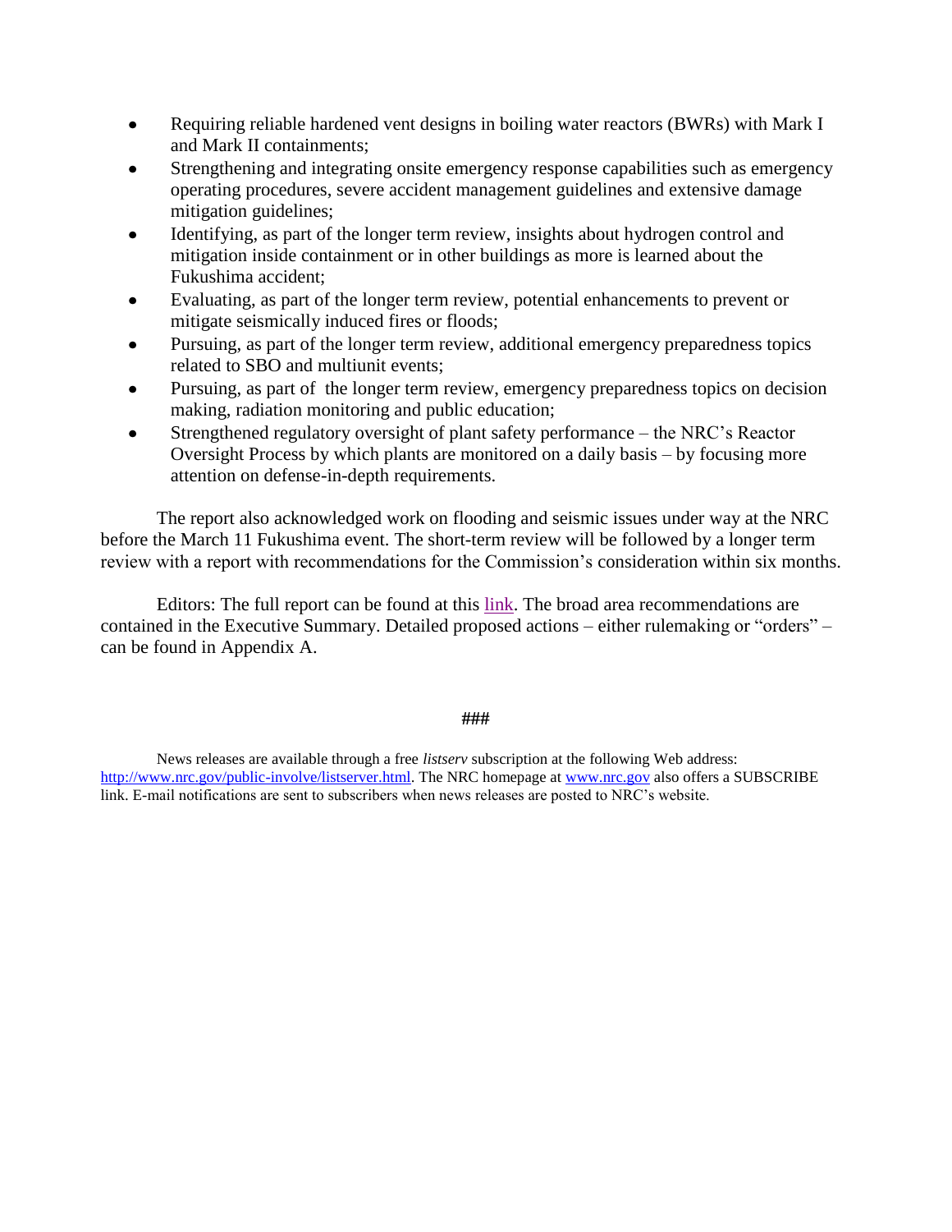- Requiring reliable hardened vent designs in boiling water reactors (BWRs) with Mark I and Mark II containments;
- Strengthening and integrating onsite emergency response capabilities such as emergency operating procedures, severe accident management guidelines and extensive damage mitigation guidelines;
- Identifying, as part of the longer term review, insights about hydrogen control and mitigation inside containment or in other buildings as more is learned about the Fukushima accident;
- Evaluating, as part of the longer term review, potential enhancements to prevent or mitigate seismically induced fires or floods;
- Pursuing, as part of the longer term review, additional emergency preparedness topics related to SBO and multiunit events;
- Pursuing, as part of the longer term review, emergency preparedness topics on decision making, radiation monitoring and public education;
- Strengthened regulatory oversight of plant safety performance – the NRC's Reactor Oversight Process by which plants are monitored on a daily basis – by focusing more attention on defense-in-depth requirements.

The report also acknowledged work on flooding and seismic issues under way at the NRC before the March 11 Fukushima event. The short-term review will be followed by a longer term review with a report with recommendations for the Commission's consideration within six months.

Editors: The full report can be found at this link. The broad area recommendations are contained in the Executive Summary. Detailed proposed actions – either rulemaking or "orders" – can be found in Appendix A.

###

News releases are available through a free *listserv* subscription at the following Web address: http://www.nrc.gov/public-involve/listserver.html. The NRC homepage at www.nrc.gov also offers a SUBSCRIBE link. E-mail notifications are sent to subscribers when news releases are posted to NRC's website.